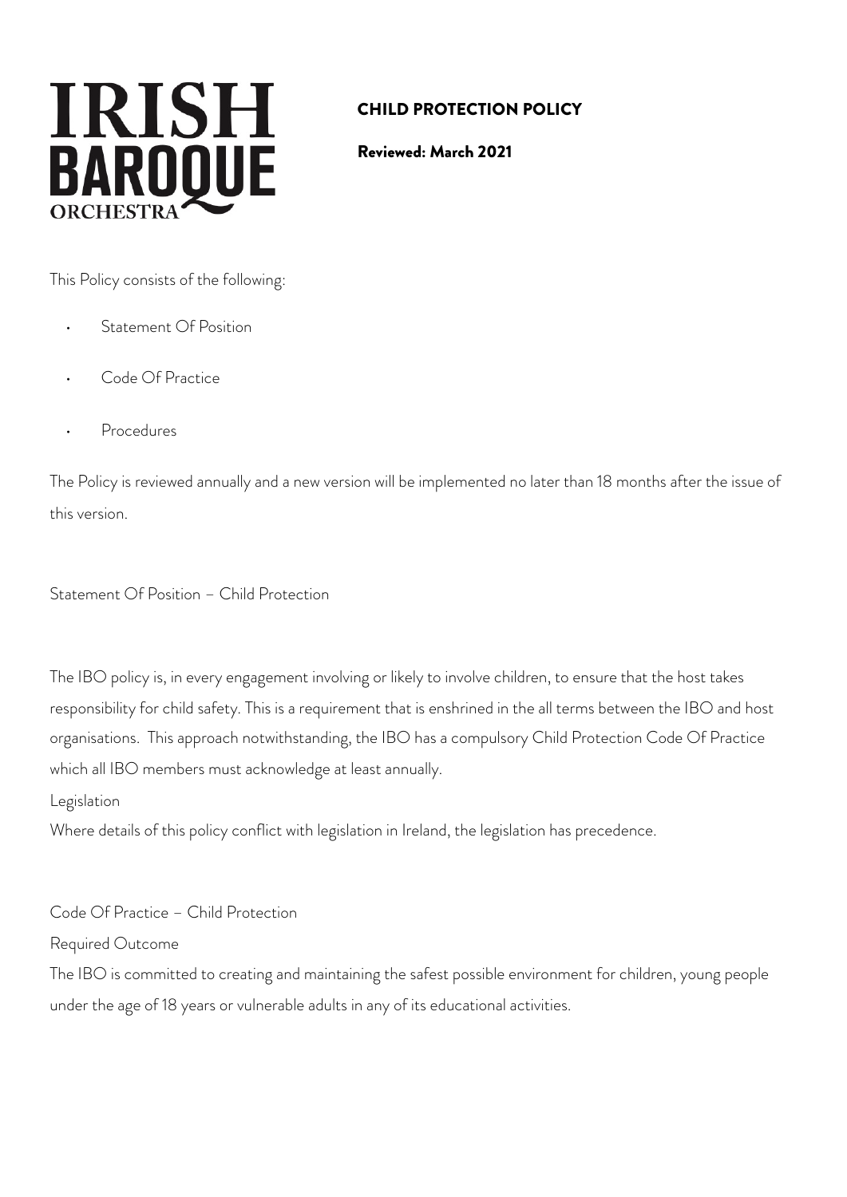IRISH BAROQUE ORCHESTRA

# CHILD PROTECTION POLICY

**Reviewed: March 2021**

This Policy consists of the following:

- Statement Of Position
- Code Of Practice
- Procedures

The Policy is reviewed annually and a new version will be implemented no later than 18 months after the issue of this version.

## Statement Of Position – Child Protection

The IBO policy is, in every engagement involving or likely to involve children, to ensure that the host takes responsibility for child safety. This is a requirement that is enshrined in the all terms between the IBO and host organisations. This approach notwithstanding, the IBO has a compulsory Child Protection Code Of Practice which all IBO members must acknowledge at least annually.

### Legislation

Where details of this policy conflict with legislation in Ireland, the legislation has precedence.

## Code Of Practice – Child Protection

### Required Outcome

The IBO is committed to creating and maintaining the safest possible environment for children, young people under the age of 18 years or vulnerable adults in any of its educational activities.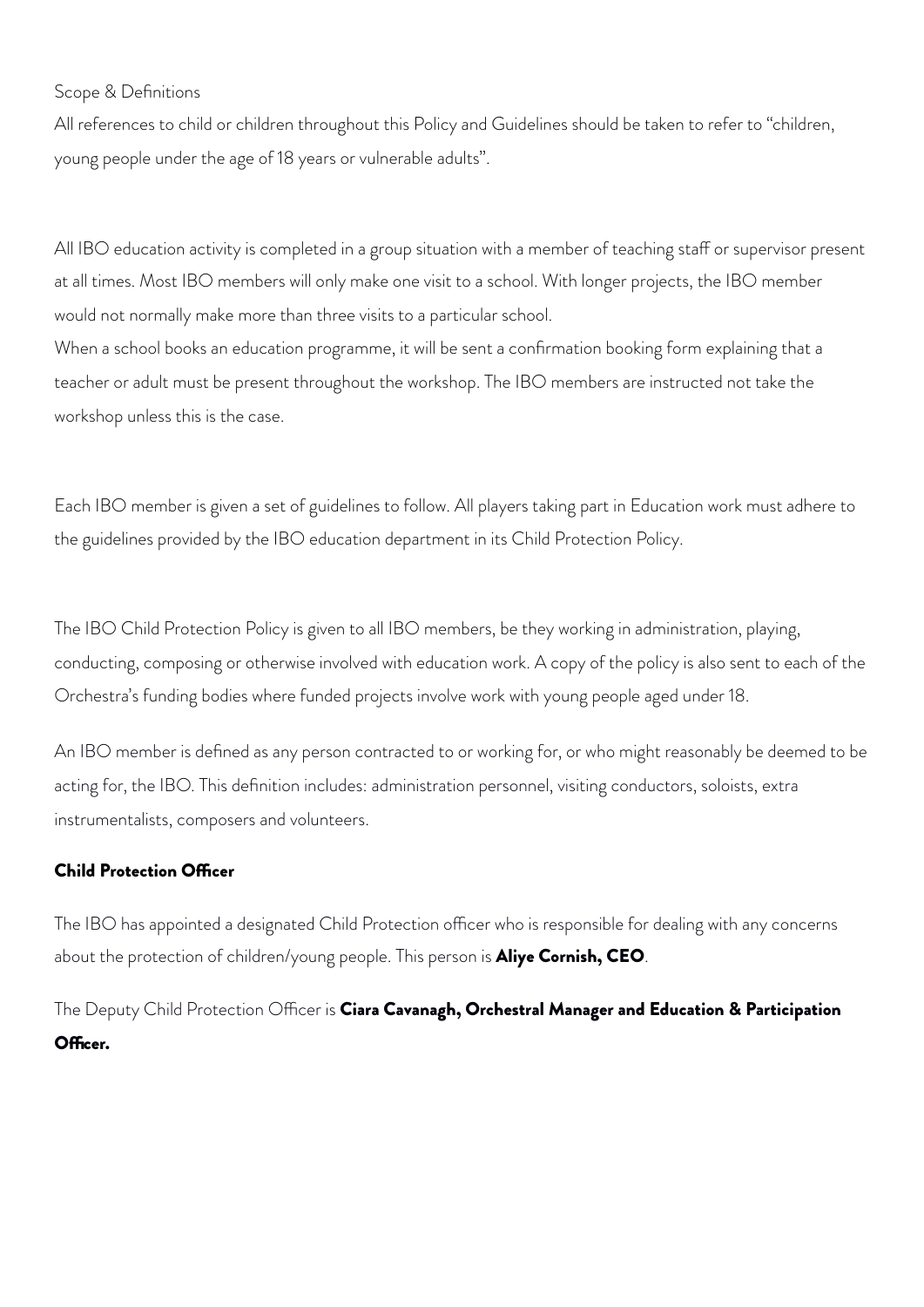Scope & Definitions

All references to child or children throughout this Policy and Guidelines should be taken to refer to "children, young people under the age of 18 years or vulnerable adults".

All IBO education activity is completed in a group situation with a member of teaching staff or supervisor present at all times. Most IBO members will only make one visit to a school. With longer projects, the IBO member would not normally make more than three visits to a particular school.

When a school books an education programme, it will be sent a confirmation booking form explaining that a teacher or adult must be present throughout the workshop. The IBO members are instructed not take the workshop unless this is the case.

Each IBO member is given a set of guidelines to follow. All players taking part in Education work must adhere to the guidelines provided by the IBO education department in its Child Protection Policy.

The IBO Child Protection Policy is given to all IBO members, be they working in administration, playing, conducting, composing or otherwise involved with education work. A copy of the policy is also sent to each of the Orchestra's funding bodies where funded projects involve work with young people aged under 18.

An IBO member is defined as any person contracted to or working for, or who might reasonably be deemed to be acting for, the IBO. This definition includes: administration personnel, visiting conductors, soloists, extra instrumentalists, composers and volunteers.

**Child Protection Officer**

The IBO has appointed a designated Child Protection officer who is responsible for dealing with any concerns about the protection of children/young people. This person is **Aliye Cornish, CEO**.

The Deputy Child Protection Officer is **Ciara Cavanagh, Orchestral Manager and Education & Participation Officer.**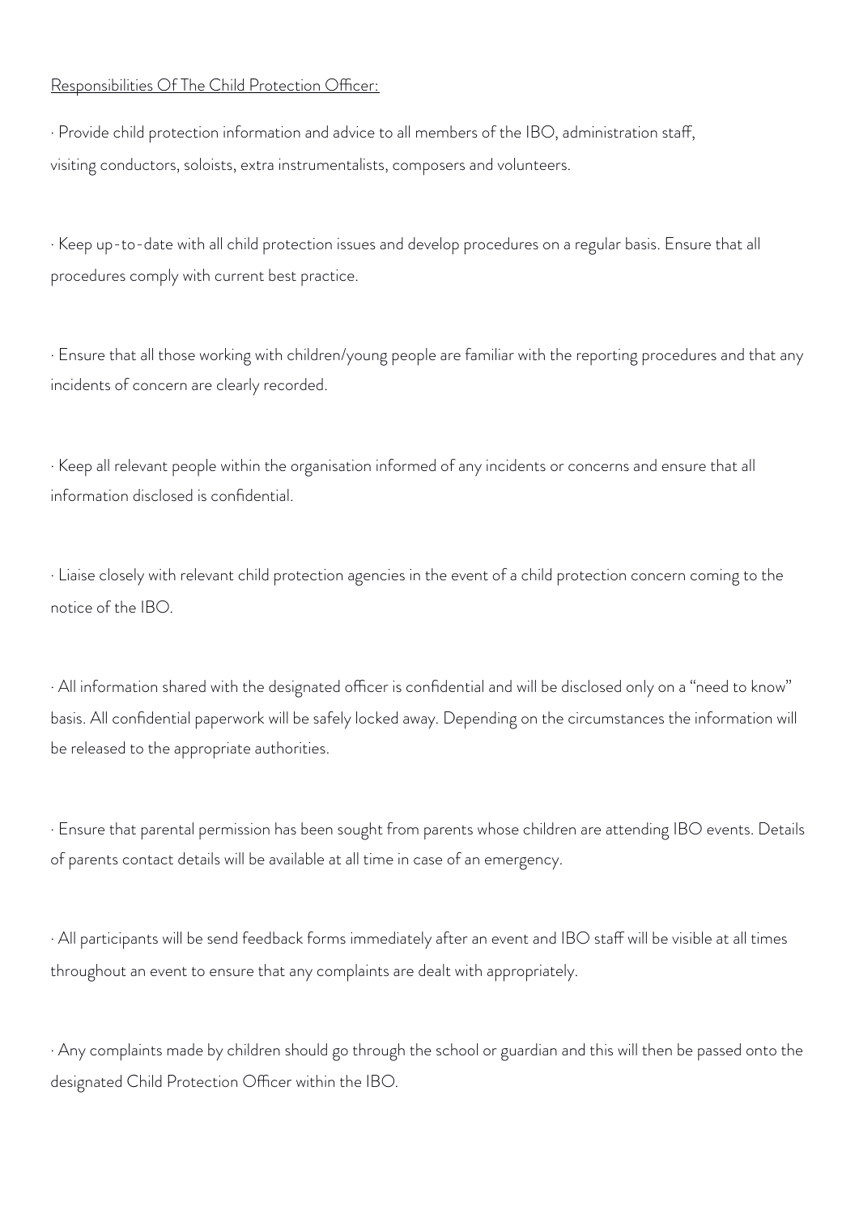Responsibilities Of The Child Protection Officer:

- Provide child protection information and advice to all members of the IBO, administration staff, visiting conductors, soloists, extra instrumentalists, composers and volunteers.

- Keep up-to-date with all child protection issues and develop procedures on a regular basis. Ensure that all procedures comply with current best practice.

- Ensure that all those working with children/young people are familiar with the reporting procedures and that any incidents of concern are clearly recorded.

- Keep all relevant people within the organisation informed of any incidents or concerns and ensure that all information disclosed is confidential.

- Liaise closely with relevant child protection agencies in the event of a child protection concern coming to the notice of the IBO.

- All information shared with the designated officer is confidential and will be disclosed only on a "need to know" basis. All confidential paperwork will be safely locked away. Depending on the circumstances the information will be released to the appropriate authorities.

- Ensure that parental permission has been sought from parents whose children are attending IBO events. Details of parents contact details will be available at all time in case of an emergency.

- All participants will be send feedback forms immediately after an event and IBO staff will be visible at all times throughout an event to ensure that any complaints are dealt with appropriately.

- Any complaints made by children should go through the school or guardian and this will then be passed onto the designated Child Protection Officer within the IBO.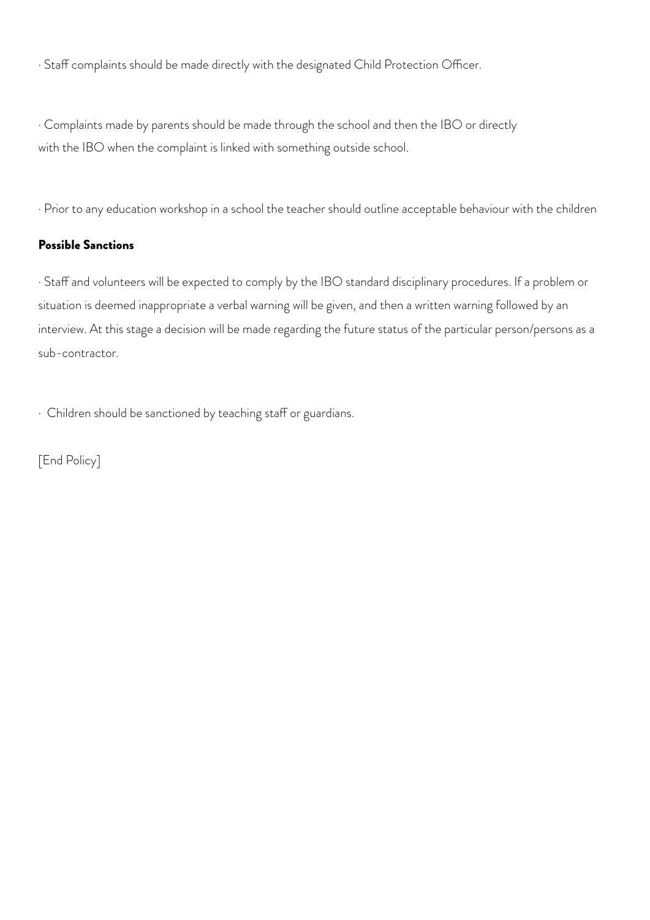· Staff complaints should be made directly with the designated Child Protection Officer.

· Complaints made by parents should be made through the school and then the IBO or directly with the IBO when the complaint is linked with something outside school.

· Prior to any education workshop in a school the teacher should outline acceptable behaviour with the children

**Possible Sanctions**

· Staff and volunteers will be expected to comply by the IBO standard disciplinary procedures. If a problem or situation is deemed inappropriate a verbal warning will be given, and then a written warning followed by an interview. At this stage a decision will be made regarding the future status of the particular person/persons as a sub-contractor.

· Children should be sanctioned by teaching staff or guardians.

[End Policy]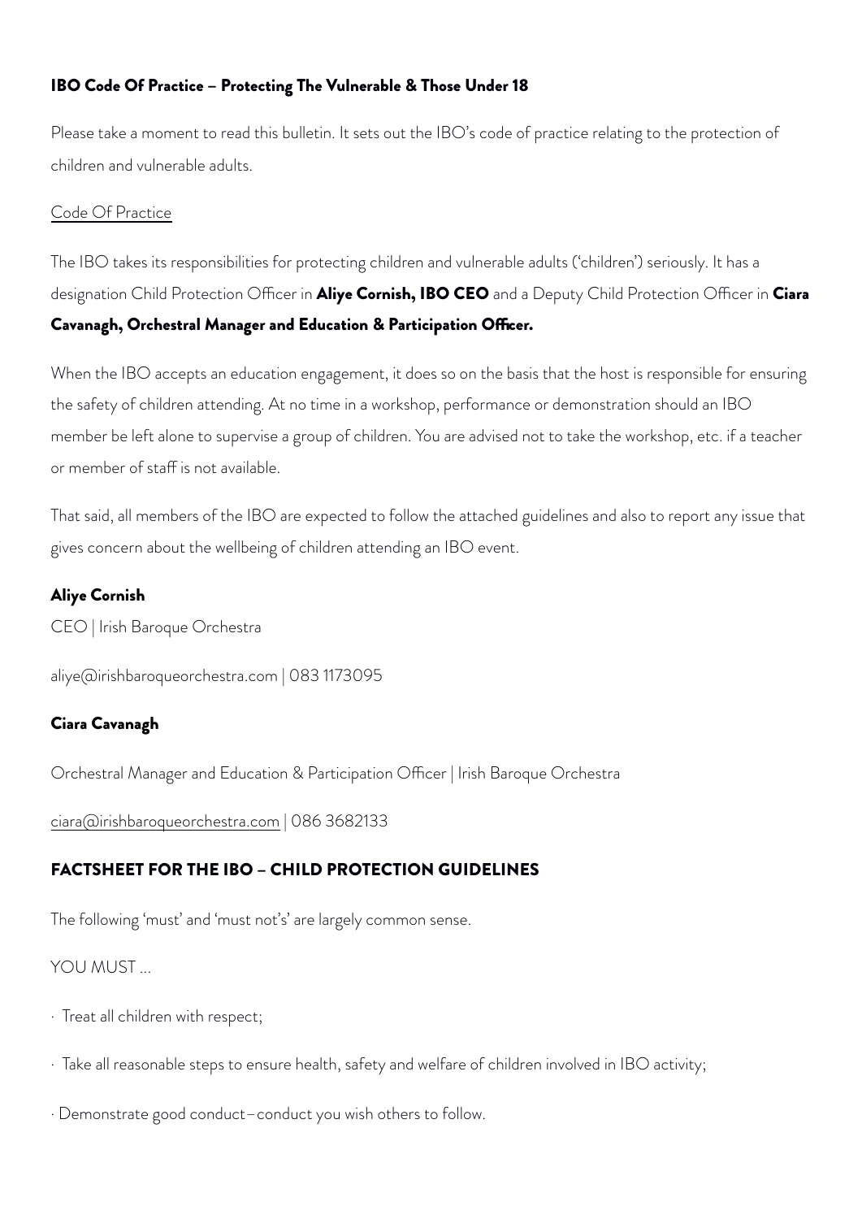### IBO Code Of Practice – Protecting The Vulnerable & Those Under 18

Please take a moment to read this bulletin. It sets out the IBO's code of practice relating to the protection of children and vulnerable adults.

Code Of Practice

The IBO takes its responsibilities for protecting children and vulnerable adults ('children') seriously. It has a designation Child Protection Officer in **Aliye Cornish, IBO CEO** and a Deputy Child Protection Officer in **Ciara Cavanagh, Orchestral Manager and Education & Participation Officer.**

When the IBO accepts an education engagement, it does so on the basis that the host is responsible for ensuring the safety of children attending. At no time in a workshop, performance or demonstration should an IBO member be left alone to supervise a group of children. You are advised not to take the workshop, etc. if a teacher or member of staff is not available.

That said, all members of the IBO are expected to follow the attached guidelines and also to report any issue that gives concern about the wellbeing of children attending an IBO event.

**Aliye Cornish**

CEO | Irish Baroque Orchestra

aliye@irishbaroqueorchestra.com | 083 1173095

**Ciara Cavanagh**

Orchestral Manager and Education & Participation Officer | Irish Baroque Orchestra

ciara@irishbaroqueorchestra.com | 086 3682133

### FACTSHEET FOR THE IBO – CHILD PROTECTION GUIDELINES

The following 'must' and 'must not's' are largely common sense.

YOU MUST …

- Treat all children with respect;
- Take all reasonable steps to ensure health, safety and welfare of children involved in IBO activity;
- Demonstrate good conduct – conduct you wish others to follow.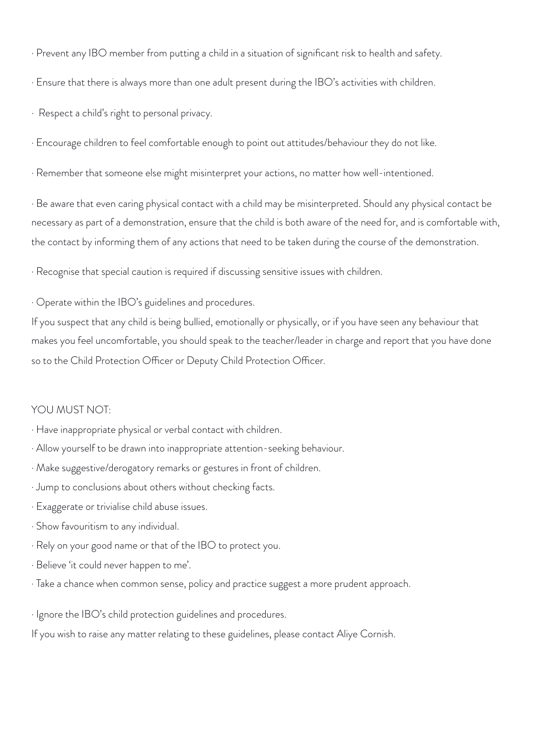· Prevent any IBO member from putting a child in a situation of significant risk to health and safety.

· Ensure that there is always more than one adult present during the IBO's activities with children.

· Respect a child's right to personal privacy.

· Encourage children to feel comfortable enough to point out attitudes/behaviour they do not like.

· Remember that someone else might misinterpret your actions, no matter how well-intentioned.

· Be aware that even caring physical contact with a child may be misinterpreted. Should any physical contact be necessary as part of a demonstration, ensure that the child is both aware of the need for, and is comfortable with, the contact by informing them of any actions that need to be taken during the course of the demonstration.

· Recognise that special caution is required if discussing sensitive issues with children.

· Operate within the IBO's guidelines and procedures.

If you suspect that any child is being bullied, emotionally or physically, or if you have seen any behaviour that makes you feel uncomfortable, you should speak to the teacher/leader in charge and report that you have done so to the Child Protection Officer or Deputy Child Protection Officer.

YOU MUST NOT:

· Have inappropriate physical or verbal contact with children.

· Allow yourself to be drawn into inappropriate attention-seeking behaviour.

· Make suggestive/derogatory remarks or gestures in front of children.

· Jump to conclusions about others without checking facts.

· Exaggerate or trivialise child abuse issues.

· Show favouritism to any individual.

· Rely on your good name or that of the IBO to protect you.

· Believe 'it could never happen to me'.

· Take a chance when common sense, policy and practice suggest a more prudent approach.

· Ignore the IBO's child protection guidelines and procedures.

If you wish to raise any matter relating to these guidelines, please contact Aliye Cornish.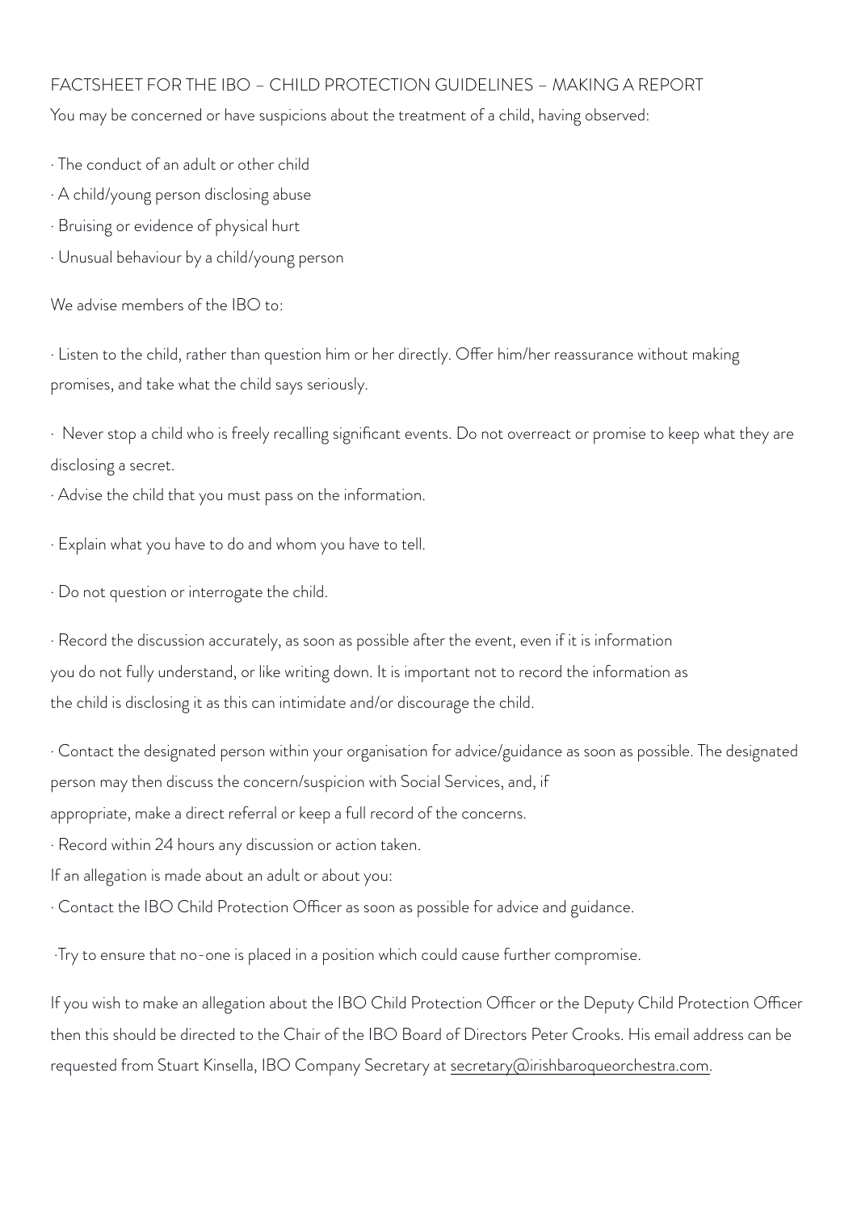FACTSHEET FOR THE IBO – CHILD PROTECTION GUIDELINES – MAKING A REPORT

You may be concerned or have suspicions about the treatment of a child, having observed:

- The conduct of an adult or other child
- A child/young person disclosing abuse
- Bruising or evidence of physical hurt
- Unusual behaviour by a child/young person

We advise members of the IBO to:

- Listen to the child, rather than question him or her directly. Offer him/her reassurance without making promises, and take what the child says seriously.
- Never stop a child who is freely recalling significant events. Do not overreact or promise to keep what they are disclosing a secret.
- Advise the child that you must pass on the information.
- Explain what you have to do and whom you have to tell.
- Do not question or interrogate the child.
- Record the discussion accurately, as soon as possible after the event, even if it is information you do not fully understand, or like writing down. It is important not to record the information as the child is disclosing it as this can intimidate and/or discourage the child.
- Contact the designated person within your organisation for advice/guidance as soon as possible. The designated person may then discuss the concern/suspicion with Social Services, and, if appropriate, make a direct referral or keep a full record of the concerns.
- Record within 24 hours any discussion or action taken.

If an allegation is made about an adult or about you:

- Contact the IBO Child Protection Officer as soon as possible for advice and guidance.
- Try to ensure that no-one is placed in a position which could cause further compromise.

If you wish to make an allegation about the IBO Child Protection Officer or the Deputy Child Protection Officer then this should be directed to the Chair of the IBO Board of Directors Peter Crooks. His email address can be requested from Stuart Kinsella, IBO Company Secretary at secretary@irishbaroqueorchestra.com.